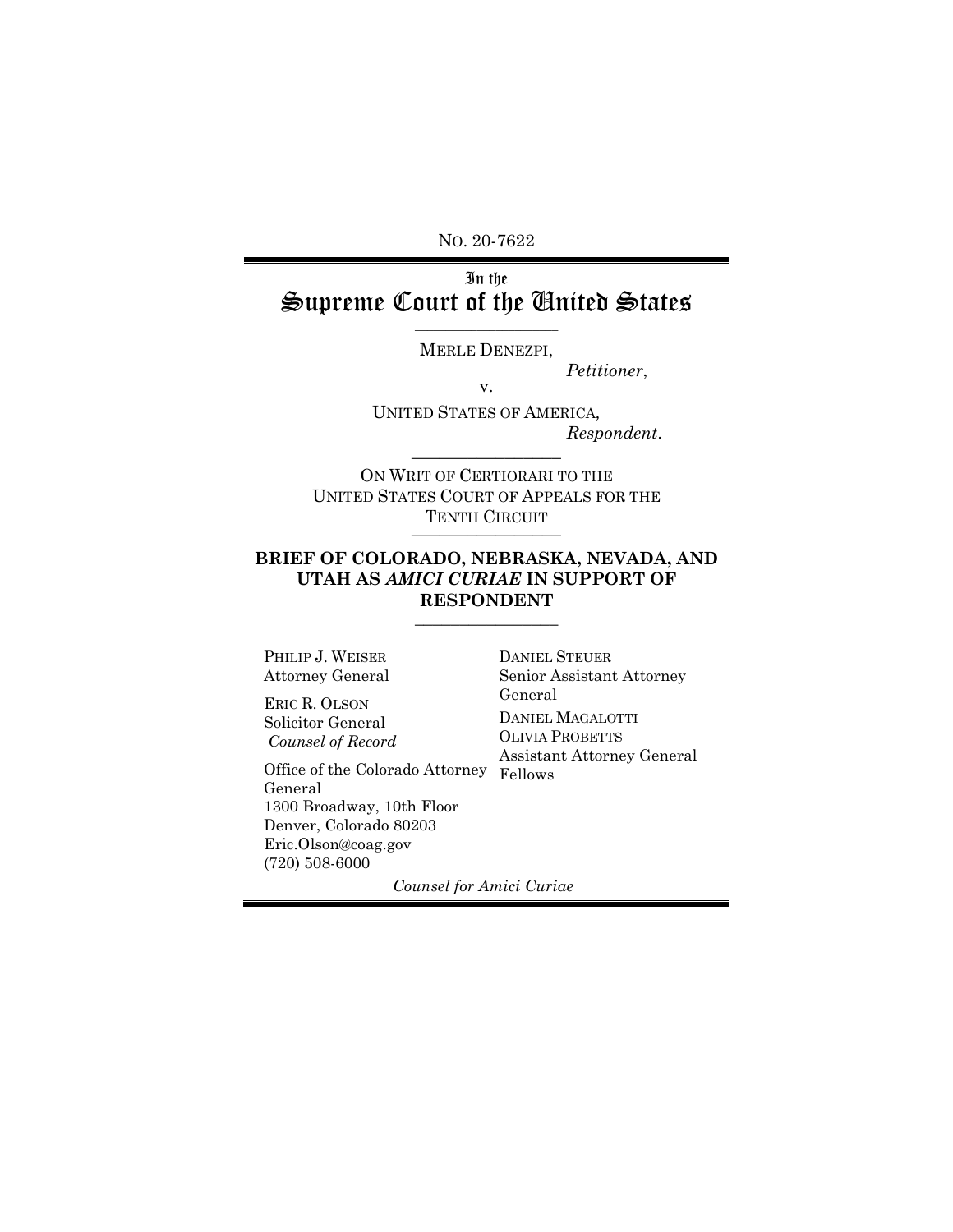NO. 20-7622

# In the Supreme Court of the United States

MERLE DENEZPI,

*Petitioner*,

v.

UNITED STATES OF AMERICA,

*Respondent*.

ON WRIT OF CERTIORARI TO THE UNITED STATES COURT OF APPEALS FOR THE TENTH CIRCUIT

## BRIEF OF COLORADO, NEBRASKA, NEVADA, AND UTAH AS *AMICI CURIAE* IN SUPPORT OF RESPONDENT

PHILIP J. WEISER
Attorney General

ERIC R. OLSON
Solicitor General
*Counsel of Record*

Office of the Colorado Attorney General
1300 Broadway, 10th Floor
Denver, Colorado 80203
Eric.Olson@coag.gov
(720) 508-6000

DANIEL STEUER
Senior Assistant Attorney General

DANIEL MAGALOTTI
OLIVIA PROBETTS
Assistant Attorney General Fellows

*Counsel for Amici Curiae*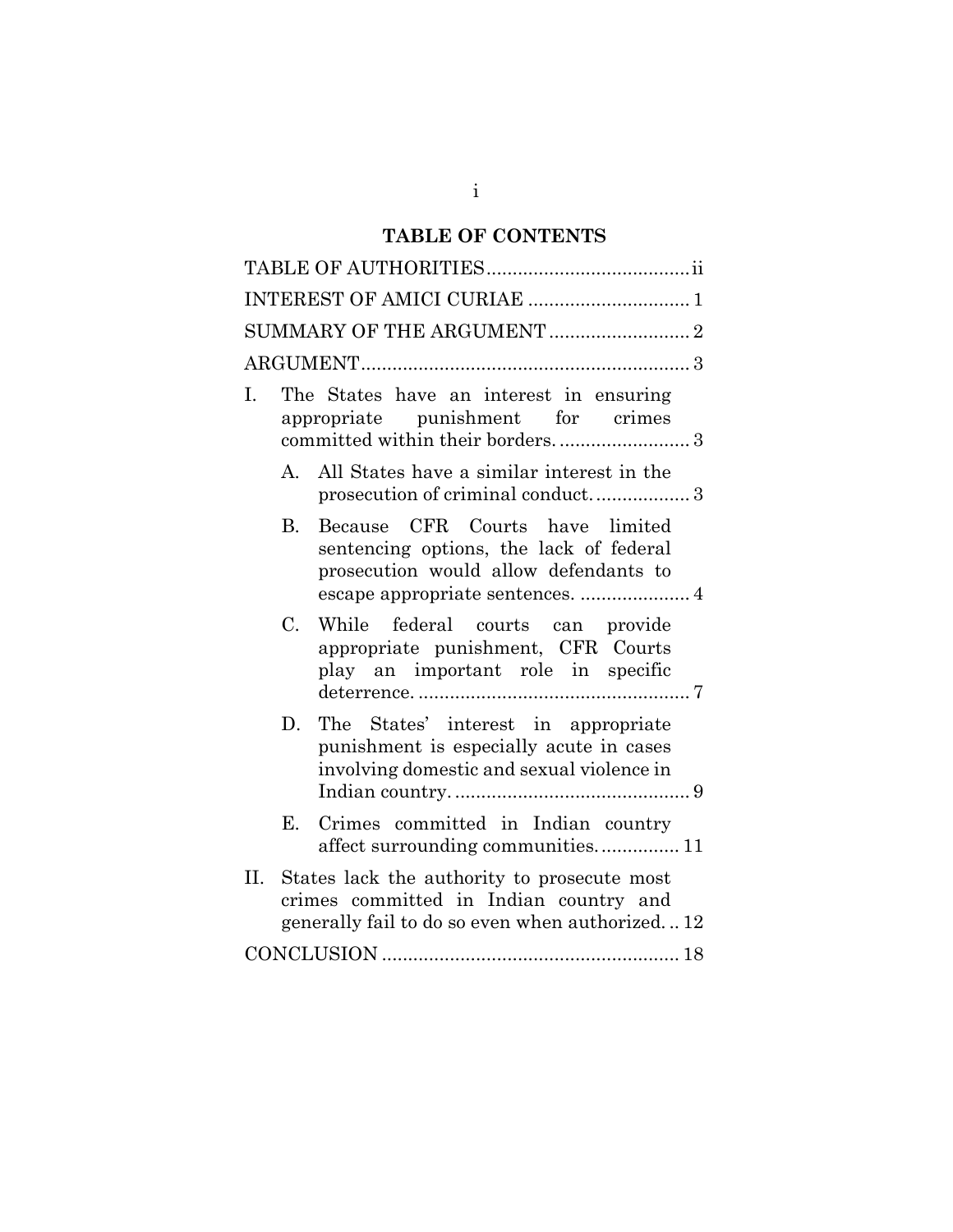## TABLE OF CONTENTS

TABLE OF AUTHORITIES ....................................... ii

INTEREST OF AMICI CURIAE ............................... 1

SUMMARY OF THE ARGUMENT ........................... 2

ARGUMENT ............................................................... 3

I. The States have an interest in ensuring appropriate punishment for crimes committed within their borders. ......................... 3

   A. All States have a similar interest in the prosecution of criminal conduct. ................. 3

   B. Because CFR Courts have limited sentencing options, the lack of federal prosecution would allow defendants to escape appropriate sentences. ..................... 4

   C. While federal courts can provide appropriate punishment, CFR Courts play an important role in specific deterrence. ................................................... 7

   D. The States' interest in appropriate punishment is especially acute in cases involving domestic and sexual violence in Indian country. ............................................ 9

   E. Crimes committed in Indian country affect surrounding communities. ............... 11

II. States lack the authority to prosecute most crimes committed in Indian country and generally fail to do so even when authorized. .. 12

CONCLUSION ......................................................... 18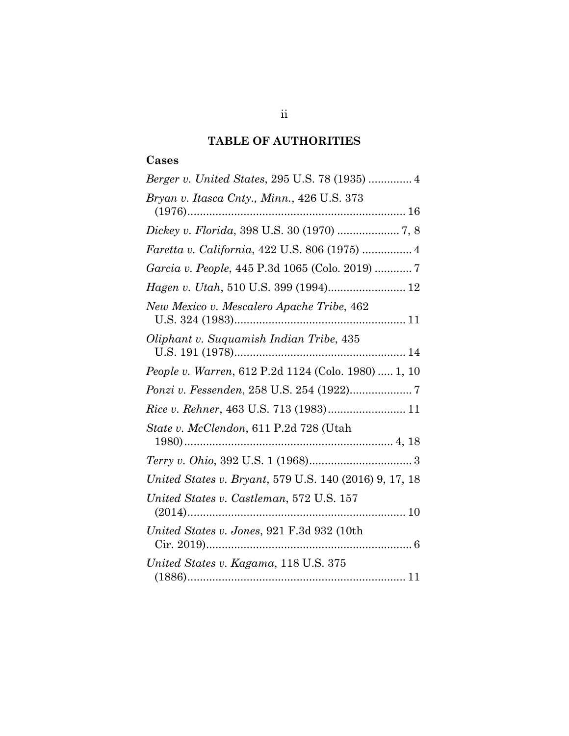## TABLE OF AUTHORITIES

### Cases

*Berger v. United States*, 295 U.S. 78 (1935) .............. 4

*Bryan v. Itasca Cnty., Minn.*, 426 U.S. 373 (1976)...................................................................... 16

*Dickey v. Florida*, 398 U.S. 30 (1970) .................... 7, 8

*Faretta v. California*, 422 U.S. 806 (1975) ................ 4

*Garcia v. People*, 445 P.3d 1065 (Colo. 2019) ............ 7

*Hagen v. Utah*, 510 U.S. 399 (1994)......................... 12

*New Mexico v. Mescalero Apache Tribe*, 462 U.S. 324 (1983)....................................................... 11

*Oliphant v. Suquamish Indian Tribe*, 435 U.S. 191 (1978)....................................................... 14

*People v. Warren*, 612 P.2d 1124 (Colo. 1980) ..... 1, 10

*Ponzi v. Fessenden*, 258 U.S. 254 (1922).................... 7

*Rice v. Rehner*, 463 U.S. 713 (1983)......................... 11

*State v. McClendon*, 611 P.2d 728 (Utah 1980)................................................................... 4, 18

*Terry v. Ohio*, 392 U.S. 1 (1968)................................. 3

*United States v. Bryant*, 579 U.S. 140 (2016) 9, 17, 18

*United States v. Castleman*, 572 U.S. 157 (2014)...................................................................... 10

*United States v. Jones*, 921 F.3d 932 (10th Cir. 2019).................................................................. 6

*United States v. Kagama*, 118 U.S. 375 (1886)...................................................................... 11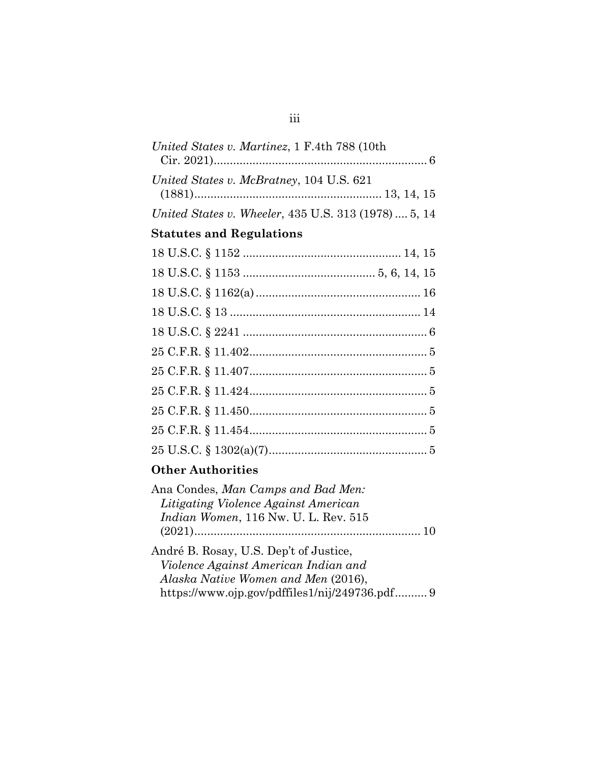*United States v. Martinez*, 1 F.4th 788 (10th Cir. 2021).................................................................. 6

*United States v. McBratney*, 104 U.S. 621 (1881).......................................................... 13, 14, 15

*United States v. Wheeler*, 435 U.S. 313 (1978) .... 5, 14

**Statutes and Regulations**

18 U.S.C. § 1152 ................................................ 14, 15

18 U.S.C. § 1153 ........................................ 5, 6, 14, 15

18 U.S.C. § 1162(a) .................................................. 16

18 U.S.C. § 13 .......................................................... 14

18 U.S.C. § 2241 ........................................................ 6

25 C.F.R. § 11.402...................................................... 5

25 C.F.R. § 11.407...................................................... 5

25 C.F.R. § 11.424...................................................... 5

25 C.F.R. § 11.450...................................................... 5

25 C.F.R. § 11.454...................................................... 5

25 U.S.C. § 1302(a)(7)................................................ 5

**Other Authorities**

Ana Condes, *Man Camps and Bad Men: Litigating Violence Against American Indian Women*, 116 Nw. U. L. Rev. 515 (2021)...................................................................... 10

André B. Rosay, U.S. Dep't of Justice, *Violence Against American Indian and Alaska Native Women and Men* (2016), https://www.ojp.gov/pdffiles1/nij/249736.pdf.......... 9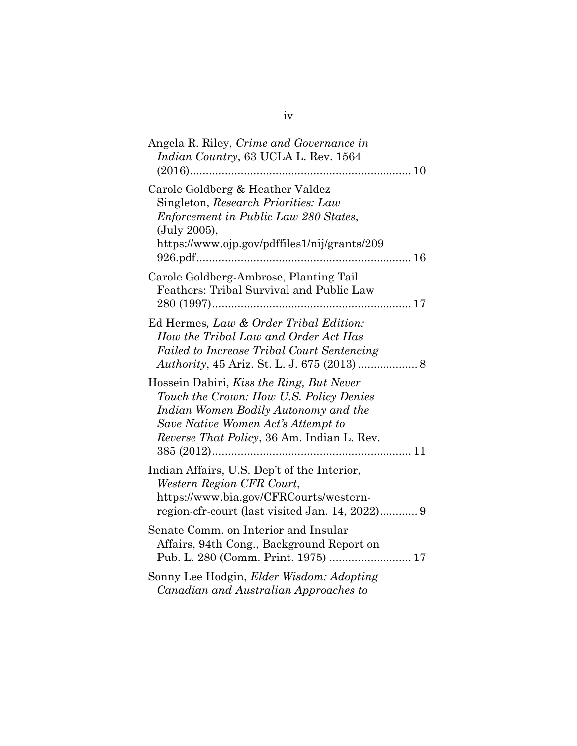Angela R. Riley, *Crime and Governance in Indian Country*, 63 UCLA L. Rev. 1564 (2016)...................................................................... 10

Carole Goldberg & Heather Valdez Singleton, *Research Priorities: Law Enforcement in Public Law 280 States*, (July 2005), https://www.ojp.gov/pdffiles1/nij/grants/209926.pdf.................................................................... 16

Carole Goldberg-Ambrose, Planting Tail Feathers: Tribal Survival and Public Law 280 (1997)............................................................... 17

Ed Hermes*, Law & Order Tribal Edition: How the Tribal Law and Order Act Has Failed to Increase Tribal Court Sentencing Authority*, 45 Ariz. St. L. J. 675 (2013).................. 8

Hossein Dabiri, *Kiss the Ring, But Never Touch the Crown: How U.S. Policy Denies Indian Women Bodily Autonomy and the Save Native Women Act's Attempt to Reverse That Policy*, 36 Am. Indian L. Rev. 385 (2012)............................................................... 11

Indian Affairs, U.S. Dep't of the Interior, *Western Region CFR Court*, https://www.bia.gov/CFRCourts/western-region-cfr-court (last visited Jan. 14, 2022)............ 9

Senate Comm. on Interior and Insular Affairs, 94th Cong., Background Report on Pub. L. 280 (Comm. Print. 1975) .......................... 17

Sonny Lee Hodgin, *Elder Wisdom: Adopting Canadian and Australian Approaches to*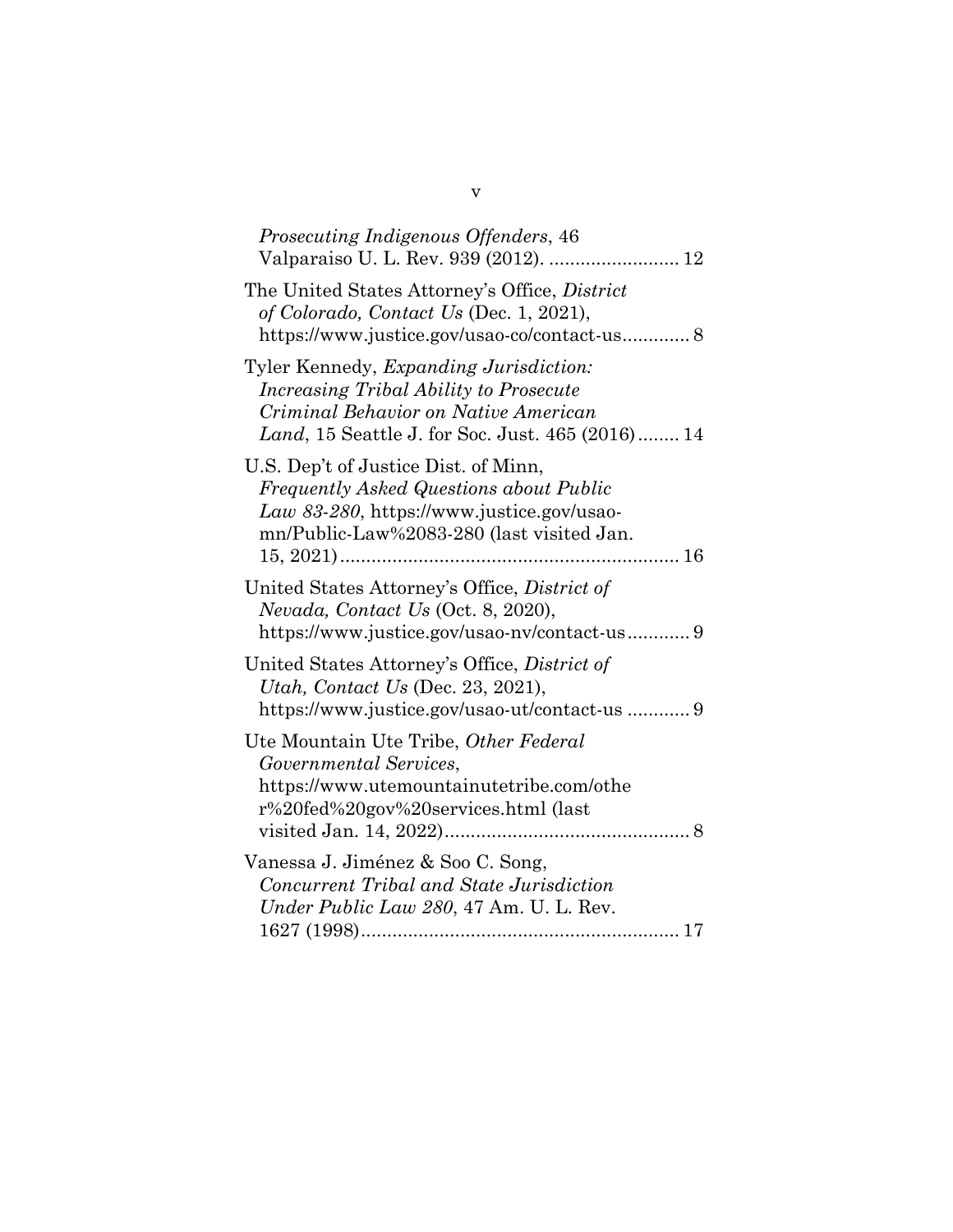*Prosecuting Indigenous Offenders*, 46 Valparaiso U. L. Rev. 939 (2012). ......................... 12

The United States Attorney's Office, *District of Colorado, Contact Us* (Dec. 1, 2021), https://www.justice.gov/usao-co/contact-us............. 8

Tyler Kennedy, *Expanding Jurisdiction: Increasing Tribal Ability to Prosecute Criminal Behavior on Native American Land*, 15 Seattle J. for Soc. Just. 465 (2016)........ 14

U.S. Dep't of Justice Dist. of Minn, *Frequently Asked Questions about Public Law 83-280*, https://www.justice.gov/usao-mn/Public-Law%2083-280 (last visited Jan. 15, 2021)................................................................ 16

United States Attorney's Office, *District of Nevada, Contact Us* (Oct. 8, 2020), https://www.justice.gov/usao-nv/contact-us............ 9

United States Attorney's Office, *District of Utah, Contact Us* (Dec. 23, 2021), https://www.justice.gov/usao-ut/contact-us ............ 9

Ute Mountain Ute Tribe, *Other Federal Governmental Services*, https://www.utemountainutetribe.com/other%20fed%20gov%20services.html (last visited Jan. 14, 2022)............................................... 8

Vanessa J. Jiménez & Soo C. Song, *Concurrent Tribal and State Jurisdiction Under Public Law 280*, 47 Am. U. L. Rev. 1627 (1998)............................................................. 17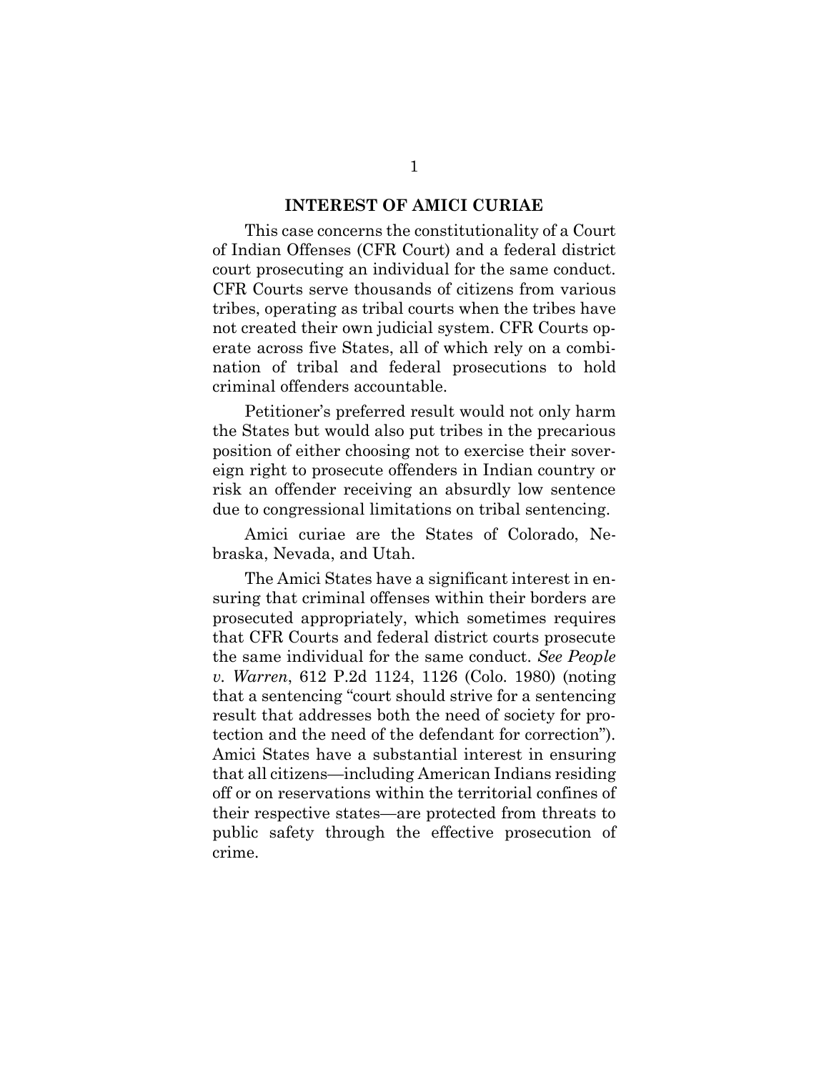## INTEREST OF AMICI CURIAE

This case concerns the constitutionality of a Court of Indian Offenses (CFR Court) and a federal district court prosecuting an individual for the same conduct. CFR Courts serve thousands of citizens from various tribes, operating as tribal courts when the tribes have not created their own judicial system. CFR Courts operate across five States, all of which rely on a combination of tribal and federal prosecutions to hold criminal offenders accountable.

Petitioner's preferred result would not only harm the States but would also put tribes in the precarious position of either choosing not to exercise their sovereign right to prosecute offenders in Indian country or risk an offender receiving an absurdly low sentence due to congressional limitations on tribal sentencing.

Amici curiae are the States of Colorado, Nebraska, Nevada, and Utah.

The Amici States have a significant interest in ensuring that criminal offenses within their borders are prosecuted appropriately, which sometimes requires that CFR Courts and federal district courts prosecute the same individual for the same conduct. *See People v. Warren*, 612 P.2d 1124, 1126 (Colo. 1980) (noting that a sentencing "court should strive for a sentencing result that addresses both the need of society for protection and the need of the defendant for correction"). Amici States have a substantial interest in ensuring that all citizens—including American Indians residing off or on reservations within the territorial confines of their respective states—are protected from threats to public safety through the effective prosecution of crime.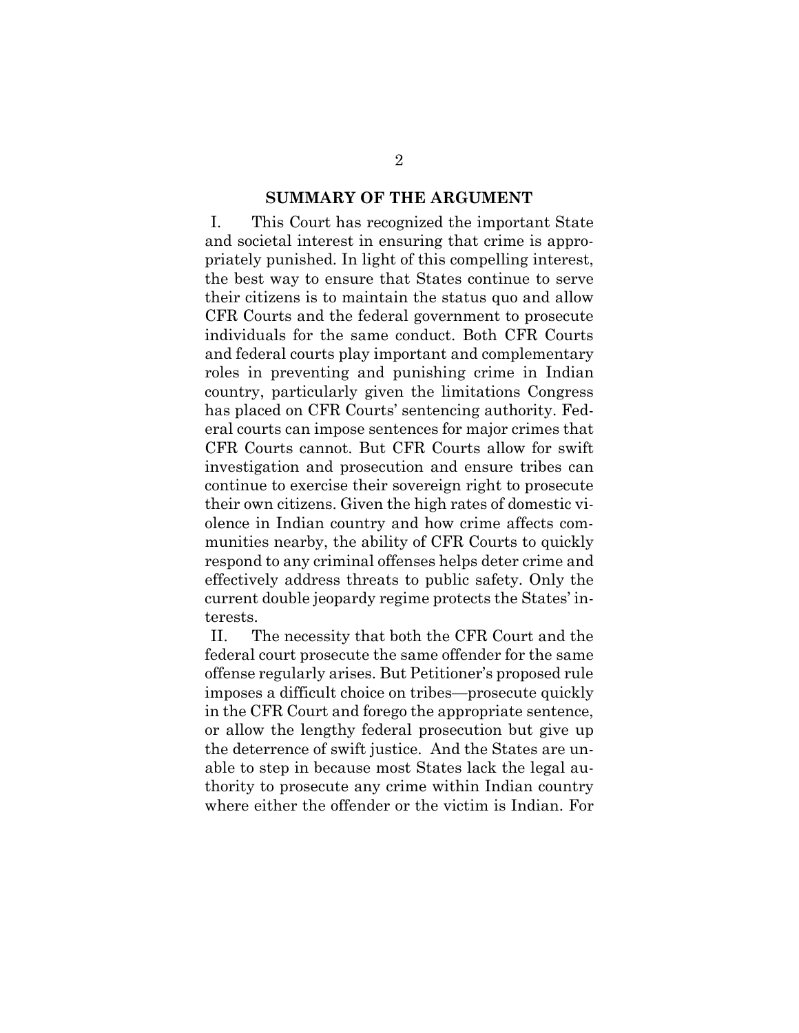## SUMMARY OF THE ARGUMENT

I. This Court has recognized the important State and societal interest in ensuring that crime is appropriately punished. In light of this compelling interest, the best way to ensure that States continue to serve their citizens is to maintain the status quo and allow CFR Courts and the federal government to prosecute individuals for the same conduct. Both CFR Courts and federal courts play important and complementary roles in preventing and punishing crime in Indian country, particularly given the limitations Congress has placed on CFR Courts' sentencing authority. Federal courts can impose sentences for major crimes that CFR Courts cannot. But CFR Courts allow for swift investigation and prosecution and ensure tribes can continue to exercise their sovereign right to prosecute their own citizens. Given the high rates of domestic violence in Indian country and how crime affects communities nearby, the ability of CFR Courts to quickly respond to any criminal offenses helps deter crime and effectively address threats to public safety. Only the current double jeopardy regime protects the States' interests.

II. The necessity that both the CFR Court and the federal court prosecute the same offender for the same offense regularly arises. But Petitioner's proposed rule imposes a difficult choice on tribes—prosecute quickly in the CFR Court and forego the appropriate sentence, or allow the lengthy federal prosecution but give up the deterrence of swift justice. And the States are unable to step in because most States lack the legal authority to prosecute any crime within Indian country where either the offender or the victim is Indian. For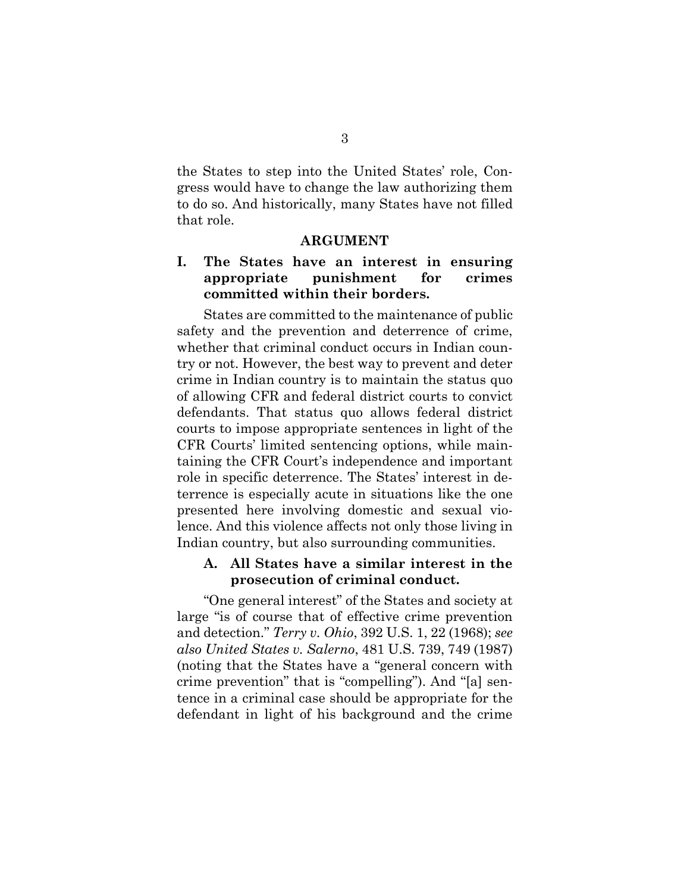the States to step into the United States' role, Congress would have to change the law authorizing them to do so. And historically, many States have not filled that role.

## ARGUMENT

### I. The States have an interest in ensuring appropriate punishment for crimes committed within their borders.

States are committed to the maintenance of public safety and the prevention and deterrence of crime, whether that criminal conduct occurs in Indian country or not. However, the best way to prevent and deter crime in Indian country is to maintain the status quo of allowing CFR and federal district courts to convict defendants. That status quo allows federal district courts to impose appropriate sentences in light of the CFR Courts' limited sentencing options, while maintaining the CFR Court's independence and important role in specific deterrence. The States' interest in deterrence is especially acute in situations like the one presented here involving domestic and sexual violence. And this violence affects not only those living in Indian country, but also surrounding communities.

#### A. All States have a similar interest in the prosecution of criminal conduct.

"One general interest" of the States and society at large "is of course that of effective crime prevention and detection." *Terry v. Ohio*, 392 U.S. 1, 22 (1968); *see also United States v. Salerno*, 481 U.S. 739, 749 (1987) (noting that the States have a "general concern with crime prevention" that is "compelling"). And "[a] sentence in a criminal case should be appropriate for the defendant in light of his background and the crime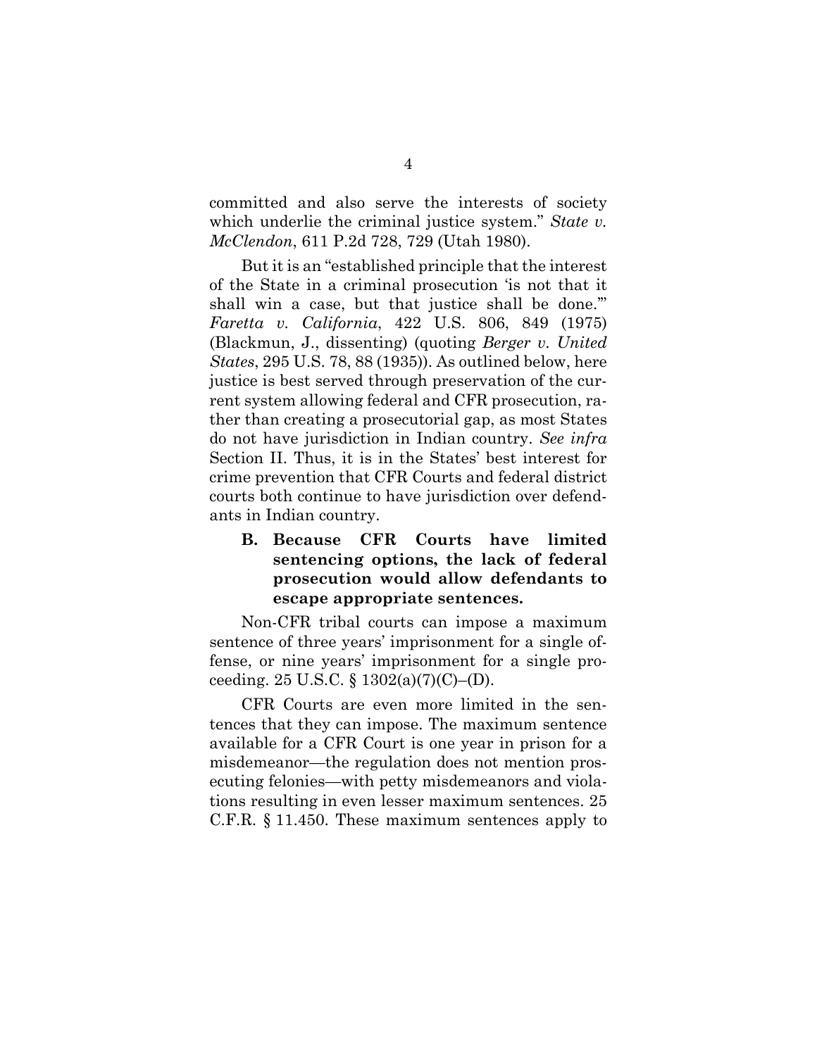committed and also serve the interests of society which underlie the criminal justice system." *State v. McClendon*, 611 P.2d 728, 729 (Utah 1980).

But it is an "established principle that the interest of the State in a criminal prosecution 'is not that it shall win a case, but that justice shall be done.'" *Faretta v. California*, 422 U.S. 806, 849 (1975) (Blackmun, J., dissenting) (quoting *Berger v. United States*, 295 U.S. 78, 88 (1935)). As outlined below, here justice is best served through preservation of the current system allowing federal and CFR prosecution, rather than creating a prosecutorial gap, as most States do not have jurisdiction in Indian country. *See infra* Section II. Thus, it is in the States' best interest for crime prevention that CFR Courts and federal district courts both continue to have jurisdiction over defendants in Indian country.

### B. Because CFR Courts have limited sentencing options, the lack of federal prosecution would allow defendants to escape appropriate sentences.

Non-CFR tribal courts can impose a maximum sentence of three years' imprisonment for a single offense, or nine years' imprisonment for a single proceeding. 25 U.S.C. § 1302(a)(7)(C)–(D).

CFR Courts are even more limited in the sentences that they can impose. The maximum sentence available for a CFR Court is one year in prison for a misdemeanor—the regulation does not mention prosecuting felonies—with petty misdemeanors and violations resulting in even lesser maximum sentences. 25 C.F.R. § 11.450. These maximum sentences apply to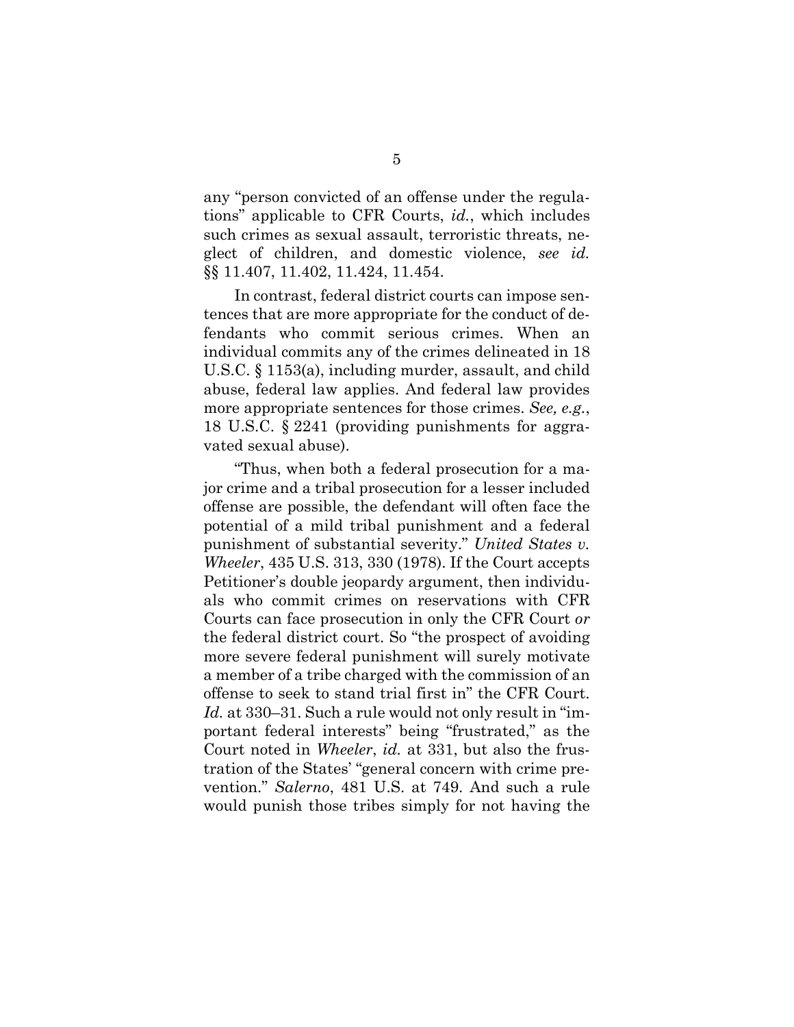any "person convicted of an offense under the regulations" applicable to CFR Courts, *id.*, which includes such crimes as sexual assault, terroristic threats, neglect of children, and domestic violence, *see id.* §§ 11.407, 11.402, 11.424, 11.454.

In contrast, federal district courts can impose sentences that are more appropriate for the conduct of defendants who commit serious crimes. When an individual commits any of the crimes delineated in 18 U.S.C. § 1153(a), including murder, assault, and child abuse, federal law applies. And federal law provides more appropriate sentences for those crimes. *See, e.g.*, 18 U.S.C. § 2241 (providing punishments for aggravated sexual abuse).

"Thus, when both a federal prosecution for a major crime and a tribal prosecution for a lesser included offense are possible, the defendant will often face the potential of a mild tribal punishment and a federal punishment of substantial severity." *United States v. Wheeler*, 435 U.S. 313, 330 (1978). If the Court accepts Petitioner's double jeopardy argument, then individuals who commit crimes on reservations with CFR Courts can face prosecution in only the CFR Court *or* the federal district court. So "the prospect of avoiding more severe federal punishment will surely motivate a member of a tribe charged with the commission of an offense to seek to stand trial first in" the CFR Court. *Id.* at 330–31. Such a rule would not only result in "important federal interests" being "frustrated," as the Court noted in *Wheeler*, *id.* at 331, but also the frustration of the States' "general concern with crime prevention." *Salerno*, 481 U.S. at 749. And such a rule would punish those tribes simply for not having the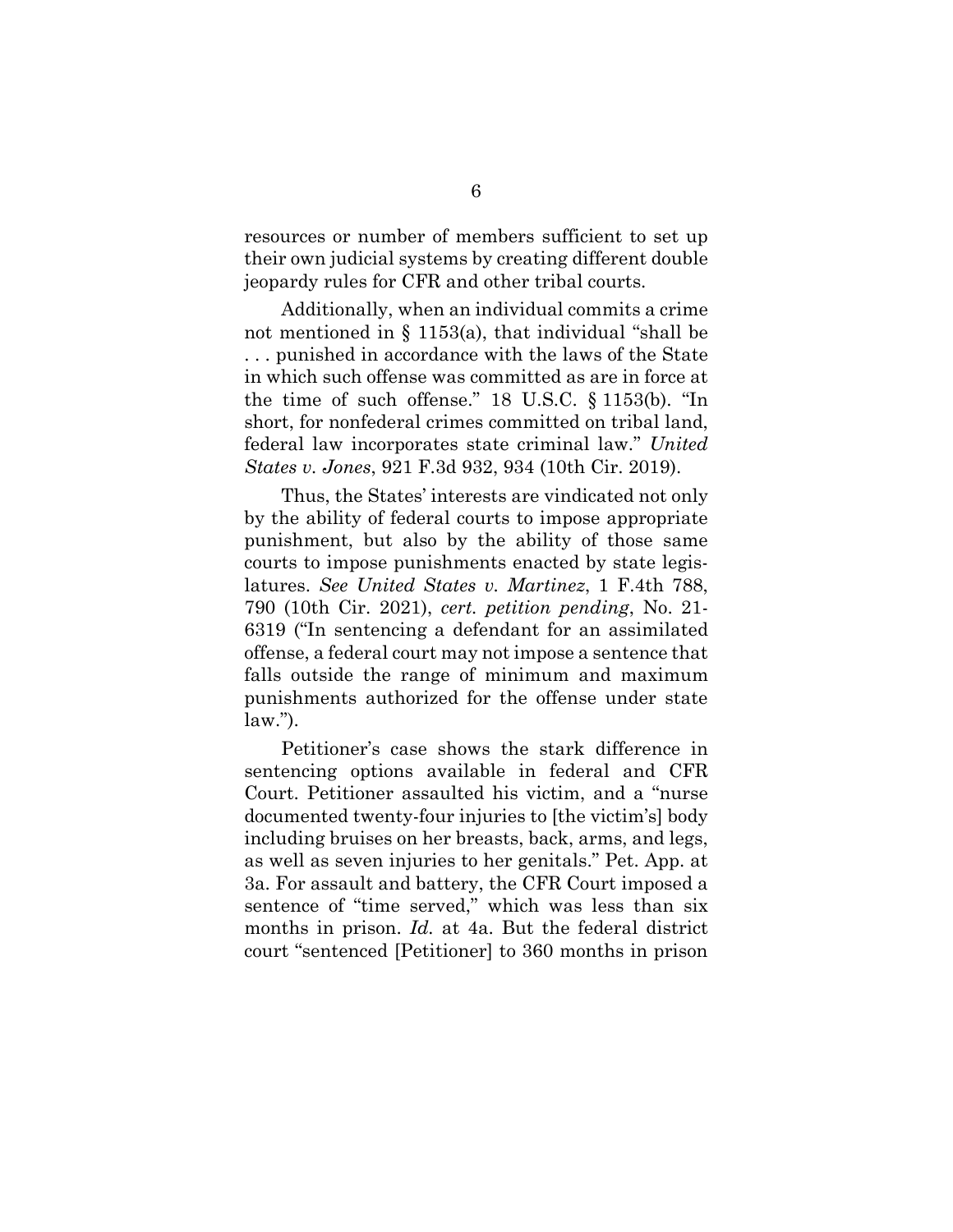resources or number of members sufficient to set up their own judicial systems by creating different double jeopardy rules for CFR and other tribal courts.

Additionally, when an individual commits a crime not mentioned in § 1153(a), that individual "shall be . . . punished in accordance with the laws of the State in which such offense was committed as are in force at the time of such offense." 18 U.S.C. § 1153(b). "In short, for nonfederal crimes committed on tribal land, federal law incorporates state criminal law." *United States v. Jones*, 921 F.3d 932, 934 (10th Cir. 2019).

Thus, the States' interests are vindicated not only by the ability of federal courts to impose appropriate punishment, but also by the ability of those same courts to impose punishments enacted by state legislatures. *See United States v. Martinez*, 1 F.4th 788, 790 (10th Cir. 2021), *cert. petition pending*, No. 21-6319 ("In sentencing a defendant for an assimilated offense, a federal court may not impose a sentence that falls outside the range of minimum and maximum punishments authorized for the offense under state law.").

Petitioner's case shows the stark difference in sentencing options available in federal and CFR Court. Petitioner assaulted his victim, and a "nurse documented twenty-four injuries to [the victim's] body including bruises on her breasts, back, arms, and legs, as well as seven injuries to her genitals." Pet. App. at 3a. For assault and battery, the CFR Court imposed a sentence of "time served," which was less than six months in prison. *Id.* at 4a. But the federal district court "sentenced [Petitioner] to 360 months in prison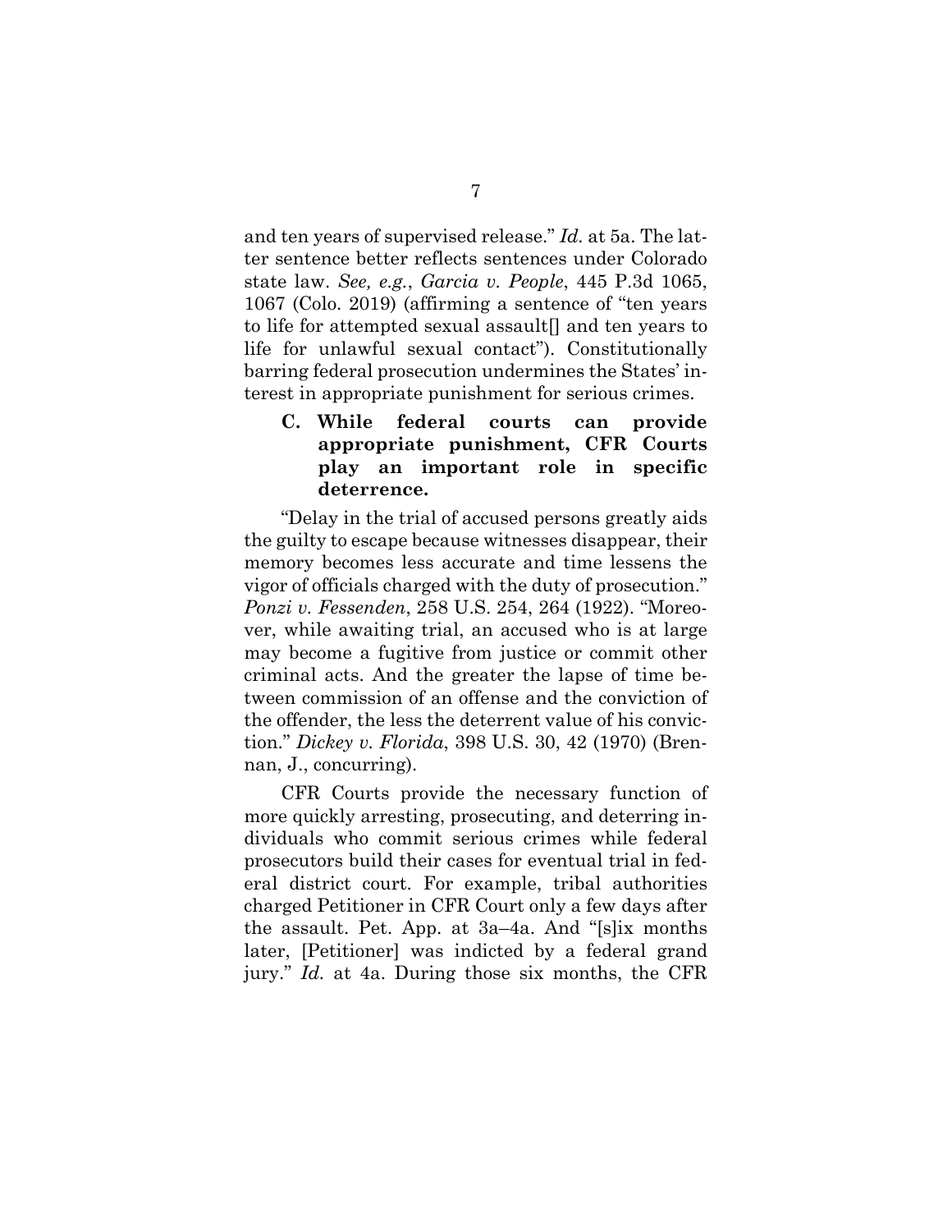and ten years of supervised release." *Id.* at 5a. The latter sentence better reflects sentences under Colorado state law. *See, e.g.*, *Garcia v. People*, 445 P.3d 1065, 1067 (Colo. 2019) (affirming a sentence of "ten years to life for attempted sexual assault[] and ten years to life for unlawful sexual contact"). Constitutionally barring federal prosecution undermines the States' interest in appropriate punishment for serious crimes.

### C. While federal courts can provide appropriate punishment, CFR Courts play an important role in specific deterrence.

"Delay in the trial of accused persons greatly aids the guilty to escape because witnesses disappear, their memory becomes less accurate and time lessens the vigor of officials charged with the duty of prosecution." *Ponzi v. Fessenden*, 258 U.S. 254, 264 (1922). "Moreover, while awaiting trial, an accused who is at large may become a fugitive from justice or commit other criminal acts. And the greater the lapse of time between commission of an offense and the conviction of the offender, the less the deterrent value of his conviction." *Dickey v. Florida*, 398 U.S. 30, 42 (1970) (Brennan, J., concurring).

CFR Courts provide the necessary function of more quickly arresting, prosecuting, and deterring individuals who commit serious crimes while federal prosecutors build their cases for eventual trial in federal district court. For example, tribal authorities charged Petitioner in CFR Court only a few days after the assault. Pet. App. at 3a–4a. And "[s]ix months later, [Petitioner] was indicted by a federal grand jury." *Id.* at 4a. During those six months, the CFR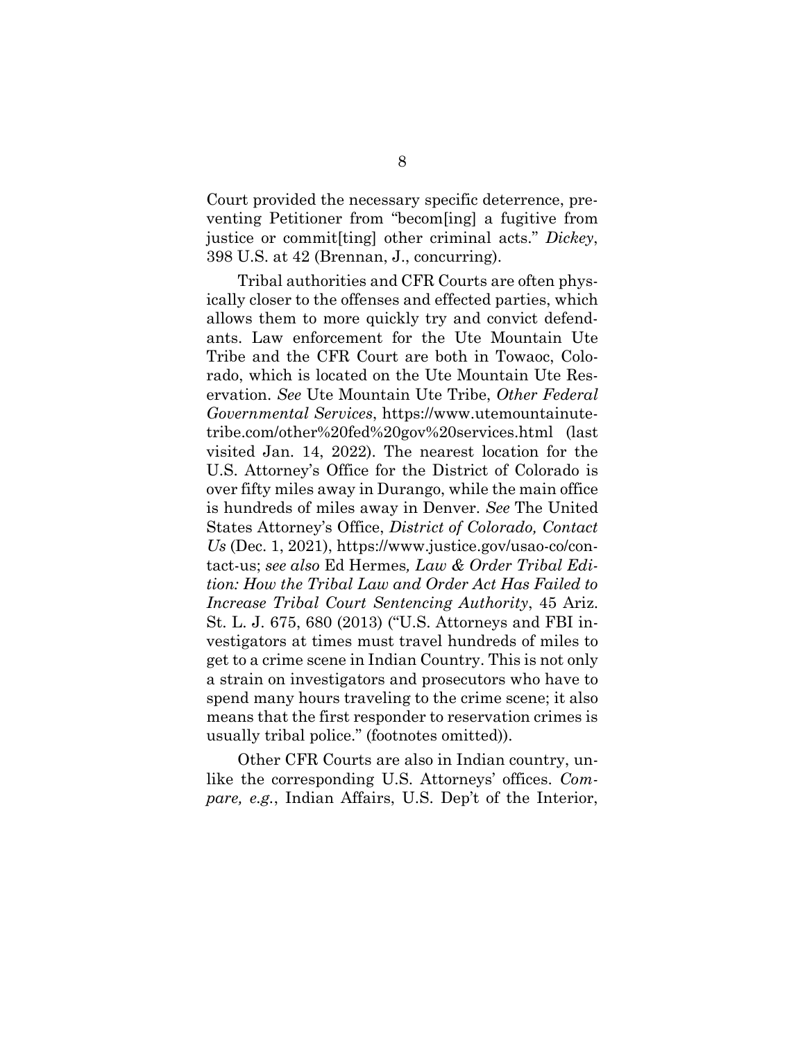Court provided the necessary specific deterrence, preventing Petitioner from "becom[ing] a fugitive from justice or commit[ting] other criminal acts." *Dickey*, 398 U.S. at 42 (Brennan, J., concurring).

Tribal authorities and CFR Courts are often physically closer to the offenses and effected parties, which allows them to more quickly try and convict defendants. Law enforcement for the Ute Mountain Ute Tribe and the CFR Court are both in Towaoc, Colorado, which is located on the Ute Mountain Ute Reservation. *See* Ute Mountain Ute Tribe, *Other Federal Governmental Services*, https://www.utemountainutetribe.com/other%20fed%20gov%20services.html (last visited Jan. 14, 2022). The nearest location for the U.S. Attorney's Office for the District of Colorado is over fifty miles away in Durango, while the main office is hundreds of miles away in Denver. *See* The United States Attorney's Office, *District of Colorado, Contact Us* (Dec. 1, 2021), https://www.justice.gov/usao-co/contact-us; *see also* Ed Hermes*, Law & Order Tribal Edition: How the Tribal Law and Order Act Has Failed to Increase Tribal Court Sentencing Authority*, 45 Ariz. St. L. J. 675, 680 (2013) ("U.S. Attorneys and FBI investigators at times must travel hundreds of miles to get to a crime scene in Indian Country. This is not only a strain on investigators and prosecutors who have to spend many hours traveling to the crime scene; it also means that the first responder to reservation crimes is usually tribal police." (footnotes omitted)).

Other CFR Courts are also in Indian country, unlike the corresponding U.S. Attorneys' offices. *Compare, e.g.*, Indian Affairs, U.S. Dep't of the Interior,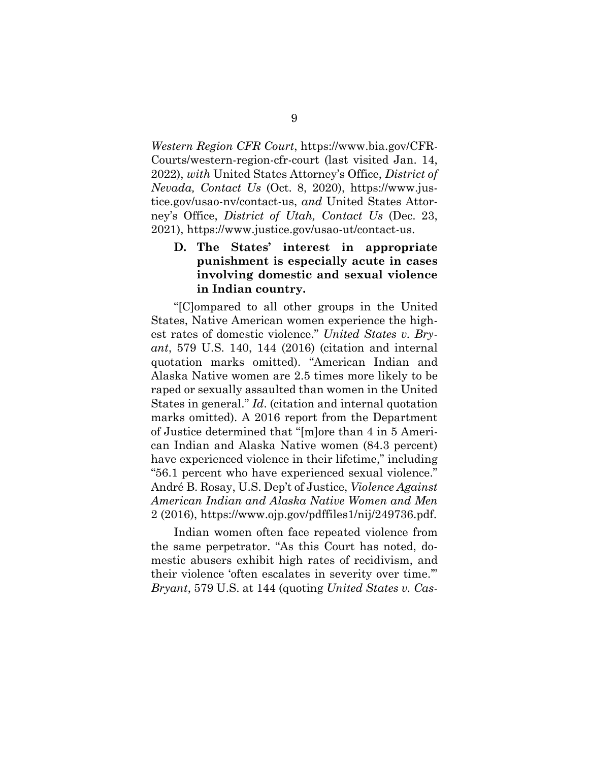*Western Region CFR Court*, https://www.bia.gov/CFR-Courts/western-region-cfr-court (last visited Jan. 14, 2022), *with* United States Attorney's Office, *District of Nevada, Contact Us* (Oct. 8, 2020), https://www.justice.gov/usao-nv/contact-us, *and* United States Attorney's Office, *District of Utah, Contact Us* (Dec. 23, 2021), https://www.justice.gov/usao-ut/contact-us.

### D. The States' interest in appropriate punishment is especially acute in cases involving domestic and sexual violence in Indian country.

"[C]ompared to all other groups in the United States, Native American women experience the highest rates of domestic violence." *United States v. Bryant*, 579 U.S. 140, 144 (2016) (citation and internal quotation marks omitted). "American Indian and Alaska Native women are 2.5 times more likely to be raped or sexually assaulted than women in the United States in general." *Id*. (citation and internal quotation marks omitted). A 2016 report from the Department of Justice determined that "[m]ore than 4 in 5 American Indian and Alaska Native women (84.3 percent) have experienced violence in their lifetime," including "56.1 percent who have experienced sexual violence." André B. Rosay, U.S. Dep't of Justice, *Violence Against American Indian and Alaska Native Women and Men* 2 (2016), https://www.ojp.gov/pdffiles1/nij/249736.pdf.

Indian women often face repeated violence from the same perpetrator. "As this Court has noted, domestic abusers exhibit high rates of recidivism, and their violence 'often escalates in severity over time.'" *Bryant*, 579 U.S. at 144 (quoting *United States v. Cas-*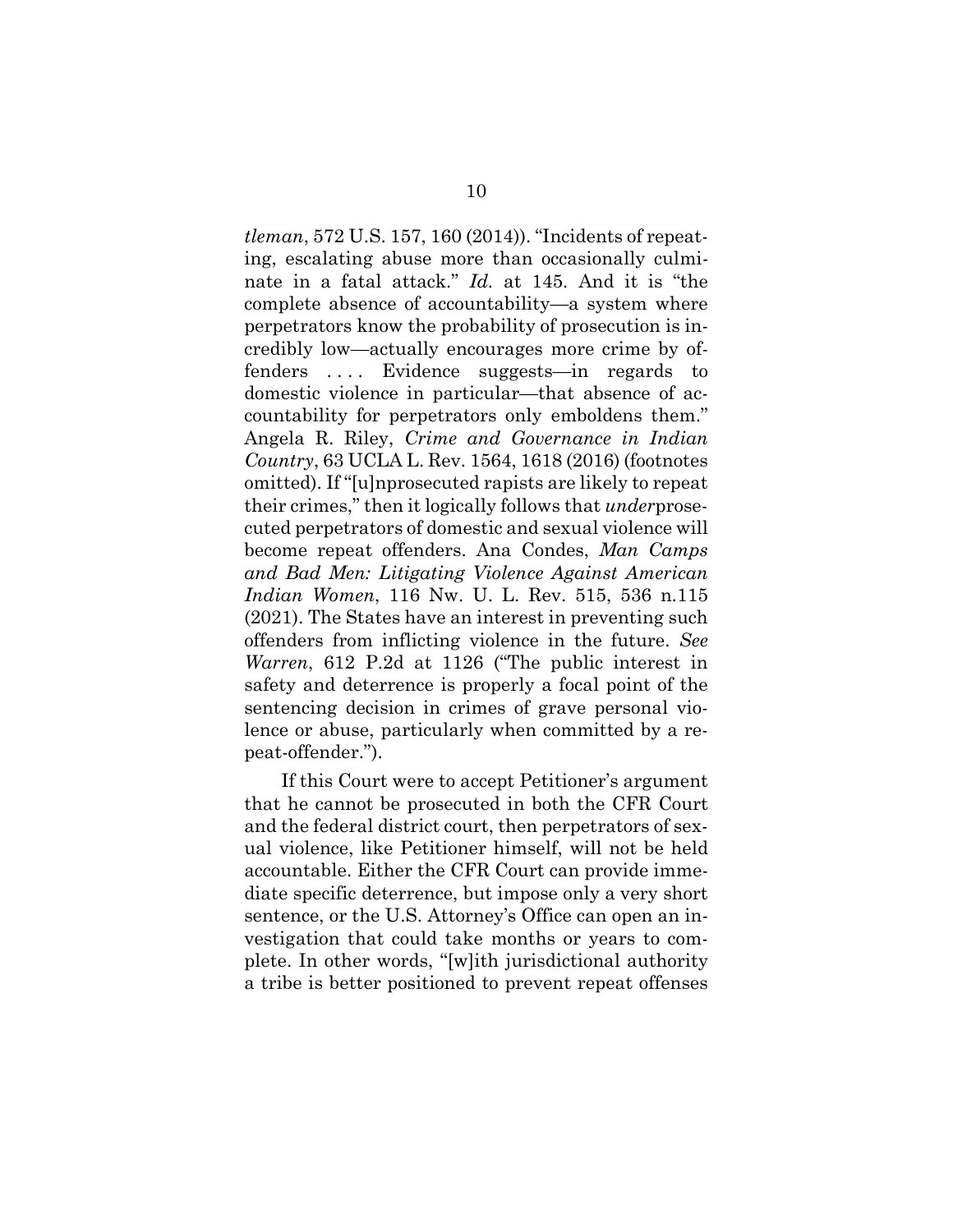*tleman*, 572 U.S. 157, 160 (2014)). "Incidents of repeating, escalating abuse more than occasionally culminate in a fatal attack." *Id.* at 145. And it is "the complete absence of accountability—a system where perpetrators know the probability of prosecution is incredibly low—actually encourages more crime by offenders . . . . Evidence suggests—in regards to domestic violence in particular—that absence of accountability for perpetrators only emboldens them." Angela R. Riley, *Crime and Governance in Indian Country*, 63 UCLA L. Rev. 1564, 1618 (2016) (footnotes omitted). If "[u]nprosecuted rapists are likely to repeat their crimes," then it logically follows that *under*prosecuted perpetrators of domestic and sexual violence will become repeat offenders. Ana Condes, *Man Camps and Bad Men: Litigating Violence Against American Indian Women*, 116 Nw. U. L. Rev. 515, 536 n.115 (2021). The States have an interest in preventing such offenders from inflicting violence in the future. *See Warren*, 612 P.2d at 1126 ("The public interest in safety and deterrence is properly a focal point of the sentencing decision in crimes of grave personal violence or abuse, particularly when committed by a repeat-offender.").

If this Court were to accept Petitioner's argument that he cannot be prosecuted in both the CFR Court and the federal district court, then perpetrators of sexual violence, like Petitioner himself, will not be held accountable. Either the CFR Court can provide immediate specific deterrence, but impose only a very short sentence, or the U.S. Attorney's Office can open an investigation that could take months or years to complete. In other words, "[w]ith jurisdictional authority a tribe is better positioned to prevent repeat offenses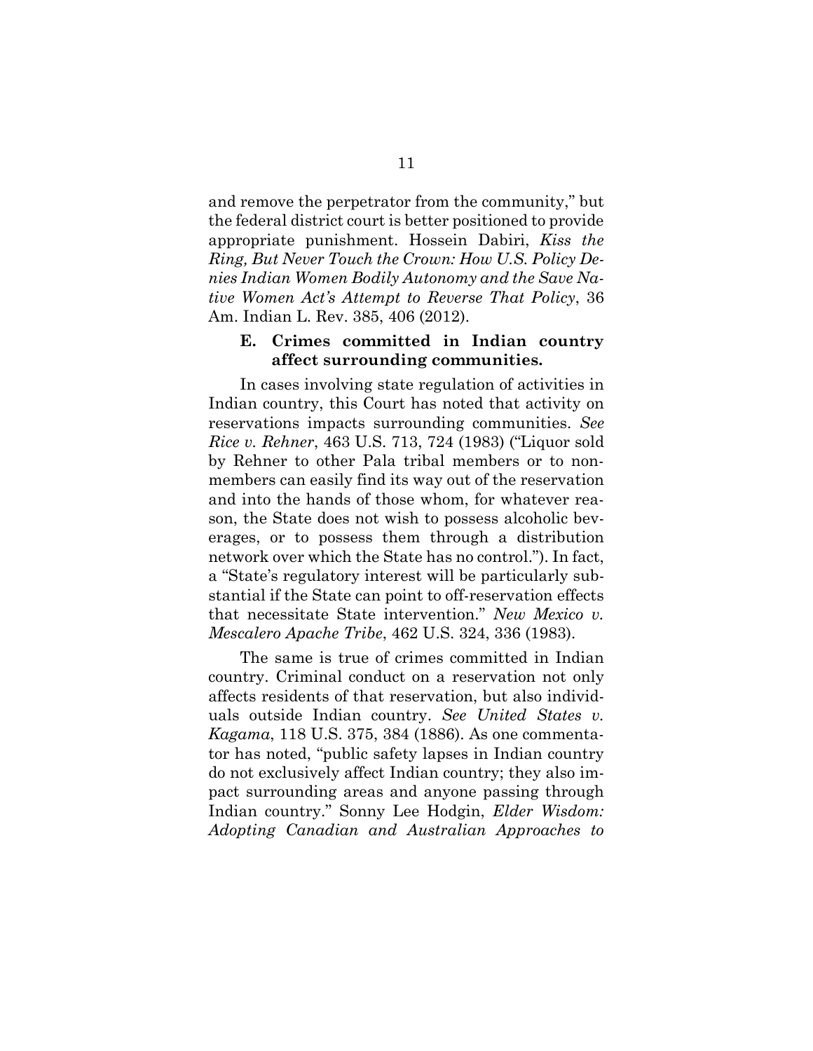and remove the perpetrator from the community," but the federal district court is better positioned to provide appropriate punishment. Hossein Dabiri, *Kiss the Ring, But Never Touch the Crown: How U.S. Policy Denies Indian Women Bodily Autonomy and the Save Native Women Act's Attempt to Reverse That Policy*, 36 Am. Indian L. Rev. 385, 406 (2012).

### E. Crimes committed in Indian country affect surrounding communities.

In cases involving state regulation of activities in Indian country, this Court has noted that activity on reservations impacts surrounding communities. *See Rice v. Rehner*, 463 U.S. 713, 724 (1983) ("Liquor sold by Rehner to other Pala tribal members or to non-members can easily find its way out of the reservation and into the hands of those whom, for whatever reason, the State does not wish to possess alcoholic beverages, or to possess them through a distribution network over which the State has no control."). In fact, a "State's regulatory interest will be particularly substantial if the State can point to off-reservation effects that necessitate State intervention." *New Mexico v. Mescalero Apache Tribe*, 462 U.S. 324, 336 (1983).

The same is true of crimes committed in Indian country. Criminal conduct on a reservation not only affects residents of that reservation, but also individuals outside Indian country. *See United States v. Kagama*, 118 U.S. 375, 384 (1886). As one commentator has noted, "public safety lapses in Indian country do not exclusively affect Indian country; they also impact surrounding areas and anyone passing through Indian country." Sonny Lee Hodgin, *Elder Wisdom: Adopting Canadian and Australian Approaches to*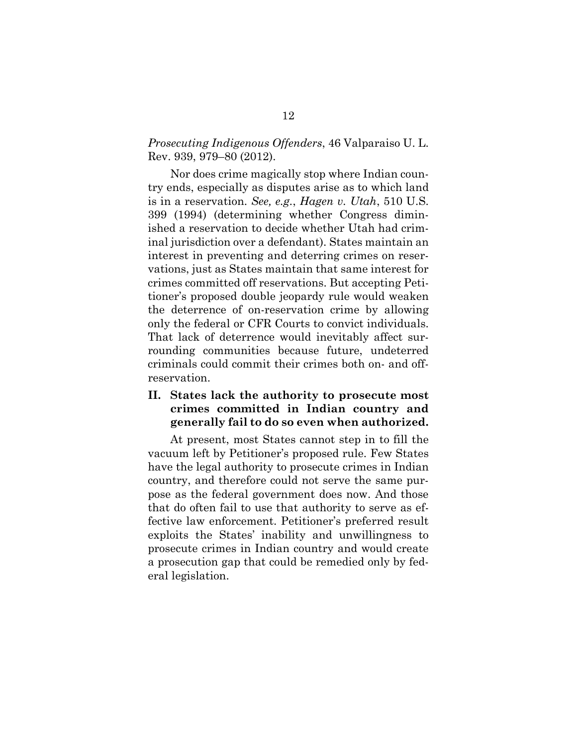*Prosecuting Indigenous Offenders*, 46 Valparaiso U. L. Rev. 939, 979–80 (2012).

Nor does crime magically stop where Indian country ends, especially as disputes arise as to which land is in a reservation. *See, e.g.*, *Hagen v. Utah*, 510 U.S. 399 (1994) (determining whether Congress diminished a reservation to decide whether Utah had criminal jurisdiction over a defendant). States maintain an interest in preventing and deterring crimes on reservations, just as States maintain that same interest for crimes committed off reservations. But accepting Petitioner's proposed double jeopardy rule would weaken the deterrence of on-reservation crime by allowing only the federal or CFR Courts to convict individuals. That lack of deterrence would inevitably affect surrounding communities because future, undeterred criminals could commit their crimes both on- and off-reservation.

## II. States lack the authority to prosecute most crimes committed in Indian country and generally fail to do so even when authorized.

At present, most States cannot step in to fill the vacuum left by Petitioner's proposed rule. Few States have the legal authority to prosecute crimes in Indian country, and therefore could not serve the same purpose as the federal government does now. And those that do often fail to use that authority to serve as effective law enforcement. Petitioner's preferred result exploits the States' inability and unwillingness to prosecute crimes in Indian country and would create a prosecution gap that could be remedied only by federal legislation.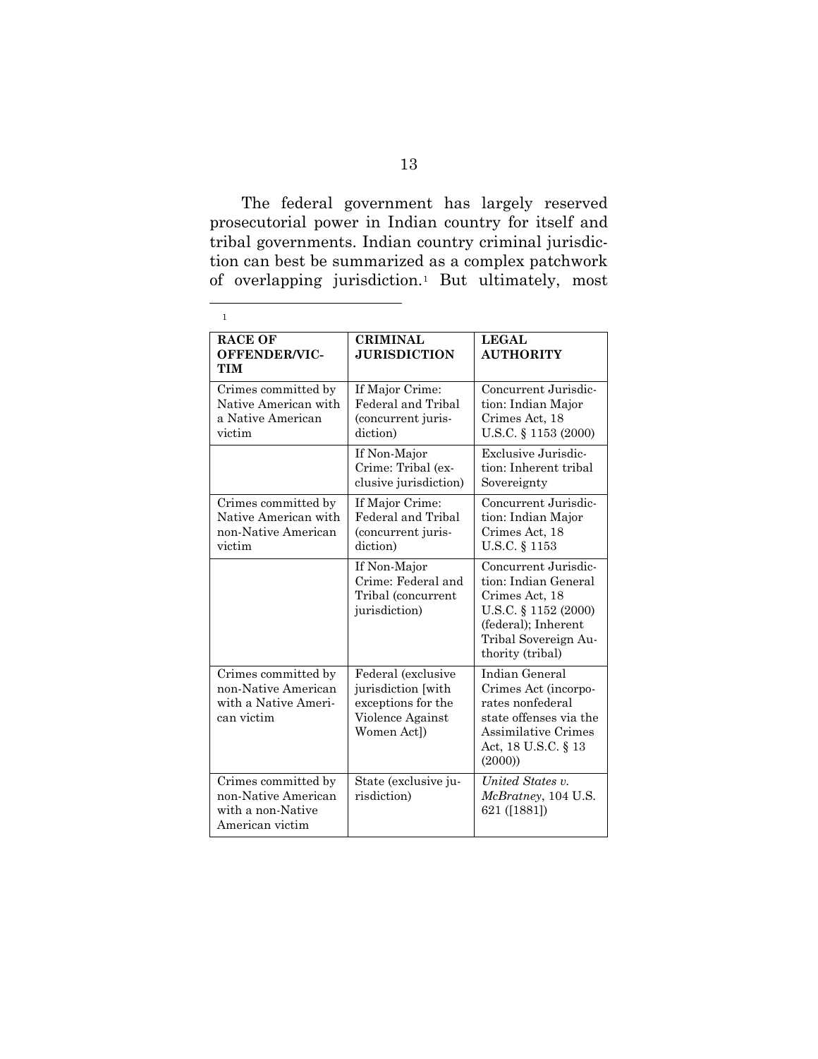The federal government has largely reserved prosecutorial power in Indian country for itself and tribal governments. Indian country criminal jurisdiction can best be summarized as a complex patchwork of overlapping jurisdiction.[1] But ultimately, most

---

[1]

| **RACE OF OFFENDER/VICTIM** | **CRIMINAL JURISDICTION** | **LEGAL AUTHORITY** |
|---|---|---|
| Crimes committed by Native American with a Native American victim | If Major Crime: Federal and Tribal (concurrent jurisdiction) | Concurrent Jurisdiction: Indian Major Crimes Act, 18 U.S.C. § 1153 (2000) |
| | If Non-Major Crime: Tribal (exclusive jurisdiction) | Exclusive Jurisdiction: Inherent tribal Sovereignty |
| Crimes committed by Native American with non-Native American victim | If Major Crime: Federal and Tribal (concurrent jurisdiction) | Concurrent Jurisdiction: Indian Major Crimes Act, 18 U.S.C. § 1153 |
| | If Non-Major Crime: Federal and Tribal (concurrent jurisdiction) | Concurrent Jurisdiction: Indian General Crimes Act, 18 U.S.C. § 1152 (2000) (federal); Inherent Tribal Sovereign Authority (tribal) |
| Crimes committed by non-Native American with a Native American victim | Federal (exclusive jurisdiction [with exceptions for the Violence Against Women Act]) | Indian General Crimes Act (incorporates nonfederal state offenses via the Assimilative Crimes Act, 18 U.S.C. § 13 (2000)) |
| Crimes committed by non-Native American with a non-Native American victim | State (exclusive jurisdiction) | *United States v. McBratney*, 104 U.S. 621 ([1881]) |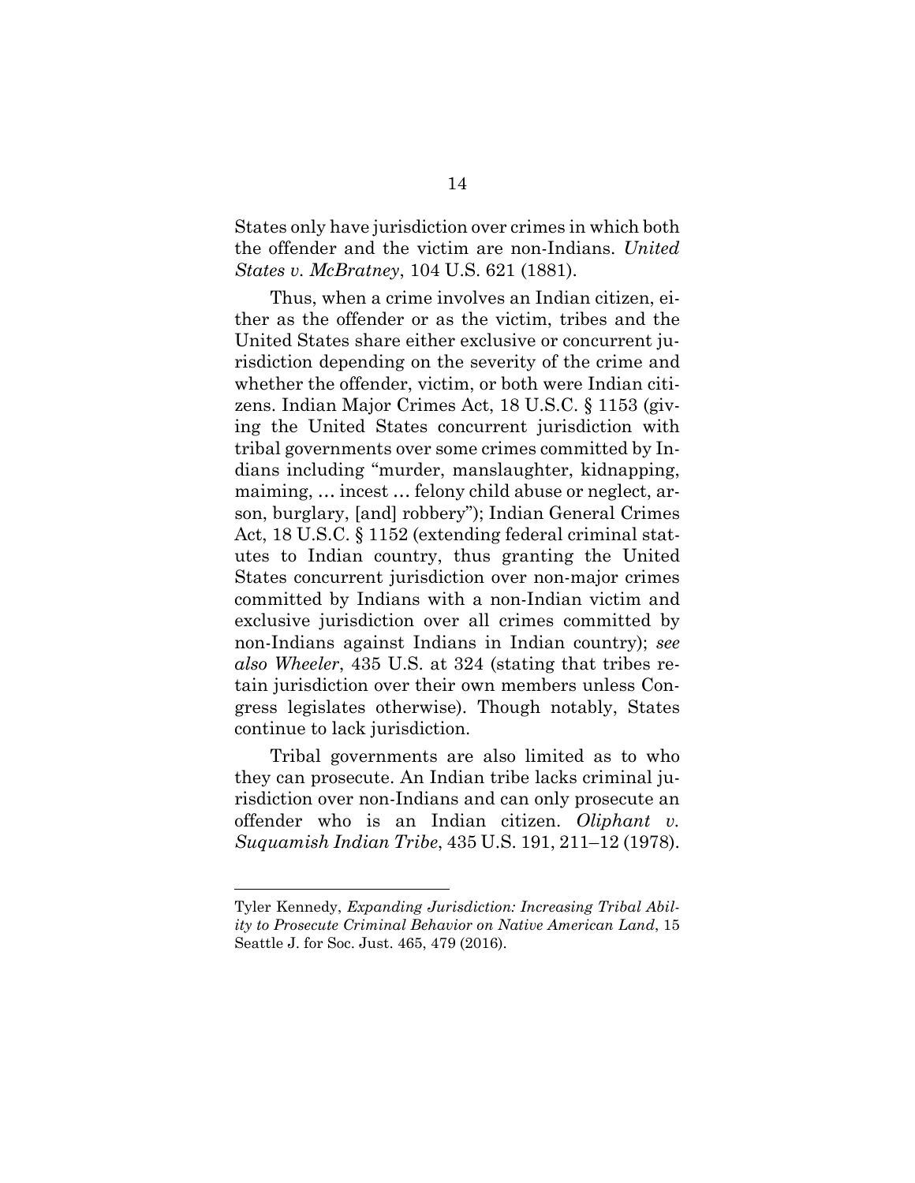States only have jurisdiction over crimes in which both the offender and the victim are non-Indians. *United States v. McBratney*, 104 U.S. 621 (1881).

Thus, when a crime involves an Indian citizen, either as the offender or as the victim, tribes and the United States share either exclusive or concurrent jurisdiction depending on the severity of the crime and whether the offender, victim, or both were Indian citizens. Indian Major Crimes Act, 18 U.S.C. § 1153 (giving the United States concurrent jurisdiction with tribal governments over some crimes committed by Indians including "murder, manslaughter, kidnapping, maiming, … incest … felony child abuse or neglect, arson, burglary, [and] robbery"); Indian General Crimes Act, 18 U.S.C. § 1152 (extending federal criminal statutes to Indian country, thus granting the United States concurrent jurisdiction over non-major crimes committed by Indians with a non-Indian victim and exclusive jurisdiction over all crimes committed by non-Indians against Indians in Indian country); *see also Wheeler*, 435 U.S. at 324 (stating that tribes retain jurisdiction over their own members unless Congress legislates otherwise). Though notably, States continue to lack jurisdiction.

Tribal governments are also limited as to who they can prosecute. An Indian tribe lacks criminal jurisdiction over non-Indians and can only prosecute an offender who is an Indian citizen. *Oliphant v. Suquamish Indian Tribe*, 435 U.S. 191, 211–12 (1978).

---

Tyler Kennedy, *Expanding Jurisdiction: Increasing Tribal Ability to Prosecute Criminal Behavior on Native American Land*, 15 Seattle J. for Soc. Just. 465, 479 (2016).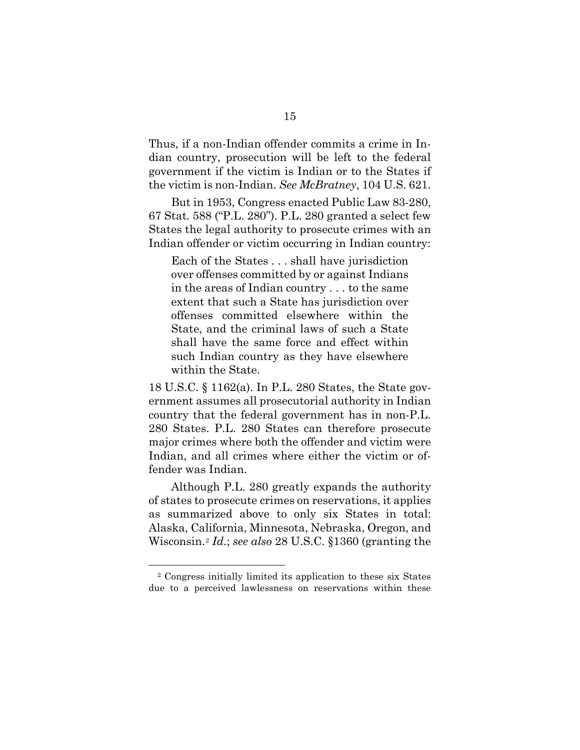Thus, if a non-Indian offender commits a crime in Indian country, prosecution will be left to the federal government if the victim is Indian or to the States if the victim is non-Indian. *See McBratney*, 104 U.S. 621.

But in 1953, Congress enacted Public Law 83-280, 67 Stat. 588 ("P.L. 280"). P.L. 280 granted a select few States the legal authority to prosecute crimes with an Indian offender or victim occurring in Indian country:

> Each of the States . . . shall have jurisdiction over offenses committed by or against Indians in the areas of Indian country . . . to the same extent that such a State has jurisdiction over offenses committed elsewhere within the State, and the criminal laws of such a State shall have the same force and effect within such Indian country as they have elsewhere within the State.

18 U.S.C. § 1162(a). In P.L. 280 States, the State government assumes all prosecutorial authority in Indian country that the federal government has in non-P.L. 280 States. P.L. 280 States can therefore prosecute major crimes where both the offender and victim were Indian, and all crimes where either the victim or offender was Indian.

Although P.L. 280 greatly expands the authority of states to prosecute crimes on reservations, it applies as summarized above to only six States in total: Alaska, California, Minnesota, Nebraska, Oregon, and Wisconsin.[2] *Id.*; *see also* 28 U.S.C. §1360 (granting the

---

[2] Congress initially limited its application to these six States due to a perceived lawlessness on reservations within these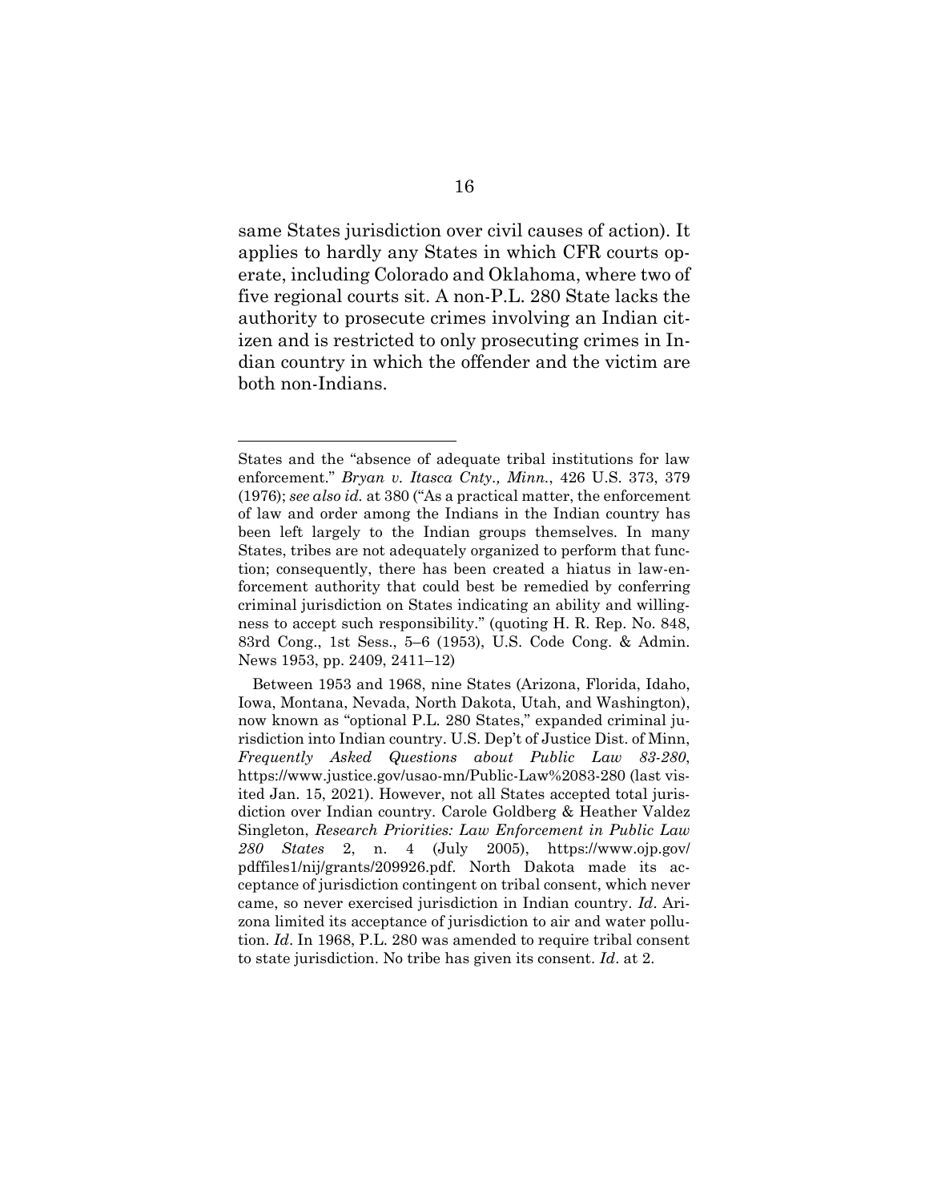same States jurisdiction over civil causes of action). It applies to hardly any States in which CFR courts operate, including Colorado and Oklahoma, where two of five regional courts sit. A non-P.L. 280 State lacks the authority to prosecute crimes involving an Indian citizen and is restricted to only prosecuting crimes in Indian country in which the offender and the victim are both non-Indians.

---

States and the "absence of adequate tribal institutions for law enforcement." *Bryan v. Itasca Cnty., Minn.*, 426 U.S. 373, 379 (1976); *see also id.* at 380 ("As a practical matter, the enforcement of law and order among the Indians in the Indian country has been left largely to the Indian groups themselves. In many States, tribes are not adequately organized to perform that function; consequently, there has been created a hiatus in law-enforcement authority that could best be remedied by conferring criminal jurisdiction on States indicating an ability and willingness to accept such responsibility." (quoting H. R. Rep. No. 848, 83rd Cong., 1st Sess., 5–6 (1953), U.S. Code Cong. & Admin. News 1953, pp. 2409, 2411–12)

Between 1953 and 1968, nine States (Arizona, Florida, Idaho, Iowa, Montana, Nevada, North Dakota, Utah, and Washington), now known as "optional P.L. 280 States," expanded criminal jurisdiction into Indian country. U.S. Dep't of Justice Dist. of Minn, *Frequently Asked Questions about Public Law 83-280*, https://www.justice.gov/usao-mn/Public-Law%2083-280 (last visited Jan. 15, 2021). However, not all States accepted total jurisdiction over Indian country. Carole Goldberg & Heather Valdez Singleton, *Research Priorities: Law Enforcement in Public Law 280 States* 2, n. 4 (July 2005), https://www.ojp.gov/pdffiles1/nij/grants/209926.pdf. North Dakota made its acceptance of jurisdiction contingent on tribal consent, which never came, so never exercised jurisdiction in Indian country. *Id*. Arizona limited its acceptance of jurisdiction to air and water pollution. *Id*. In 1968, P.L. 280 was amended to require tribal consent to state jurisdiction. No tribe has given its consent. *Id*. at 2.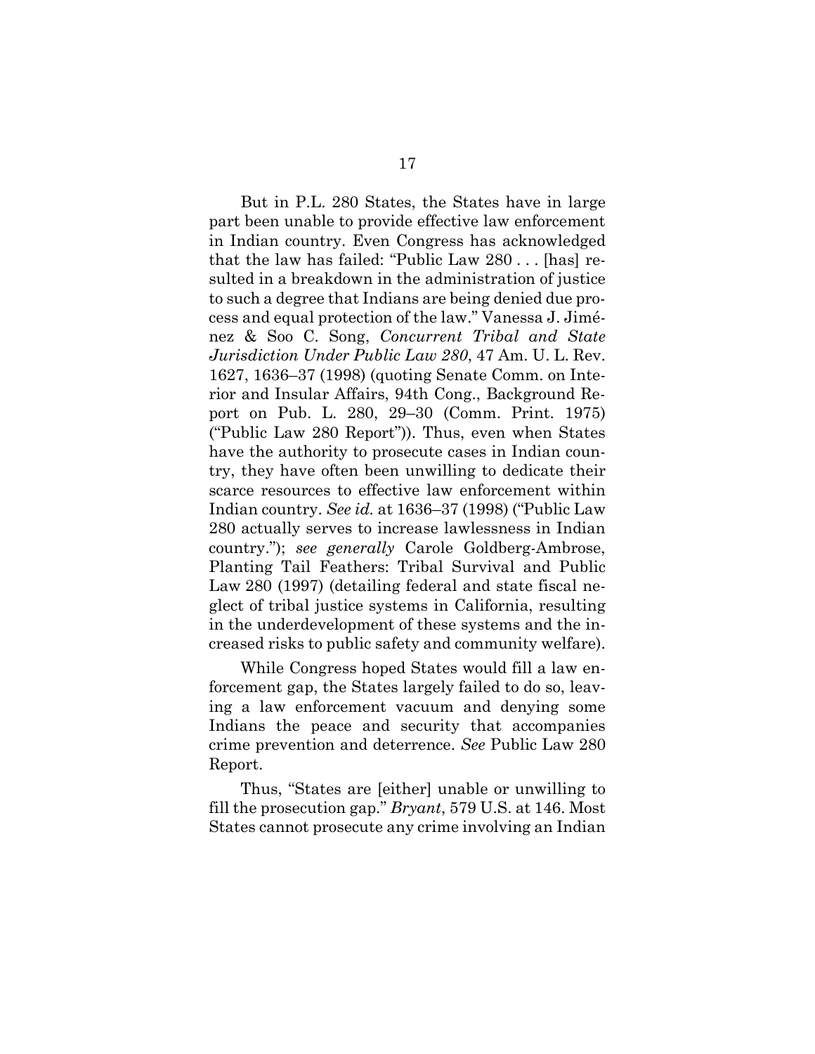But in P.L. 280 States, the States have in large part been unable to provide effective law enforcement in Indian country. Even Congress has acknowledged that the law has failed: "Public Law 280 . . . [has] resulted in a breakdown in the administration of justice to such a degree that Indians are being denied due process and equal protection of the law." Vanessa J. Jiménez & Soo C. Song, *Concurrent Tribal and State Jurisdiction Under Public Law 280*, 47 Am. U. L. Rev. 1627, 1636–37 (1998) (quoting Senate Comm. on Interior and Insular Affairs, 94th Cong., Background Report on Pub. L. 280, 29–30 (Comm. Print. 1975) ("Public Law 280 Report")). Thus, even when States have the authority to prosecute cases in Indian country, they have often been unwilling to dedicate their scarce resources to effective law enforcement within Indian country. *See id.* at 1636–37 (1998) ("Public Law 280 actually serves to increase lawlessness in Indian country."); *see generally* Carole Goldberg-Ambrose, Planting Tail Feathers: Tribal Survival and Public Law 280 (1997) (detailing federal and state fiscal neglect of tribal justice systems in California, resulting in the underdevelopment of these systems and the increased risks to public safety and community welfare).

While Congress hoped States would fill a law enforcement gap, the States largely failed to do so, leaving a law enforcement vacuum and denying some Indians the peace and security that accompanies crime prevention and deterrence. *See* Public Law 280 Report.

Thus, "States are [either] unable or unwilling to fill the prosecution gap." *Bryant*, 579 U.S. at 146. Most States cannot prosecute any crime involving an Indian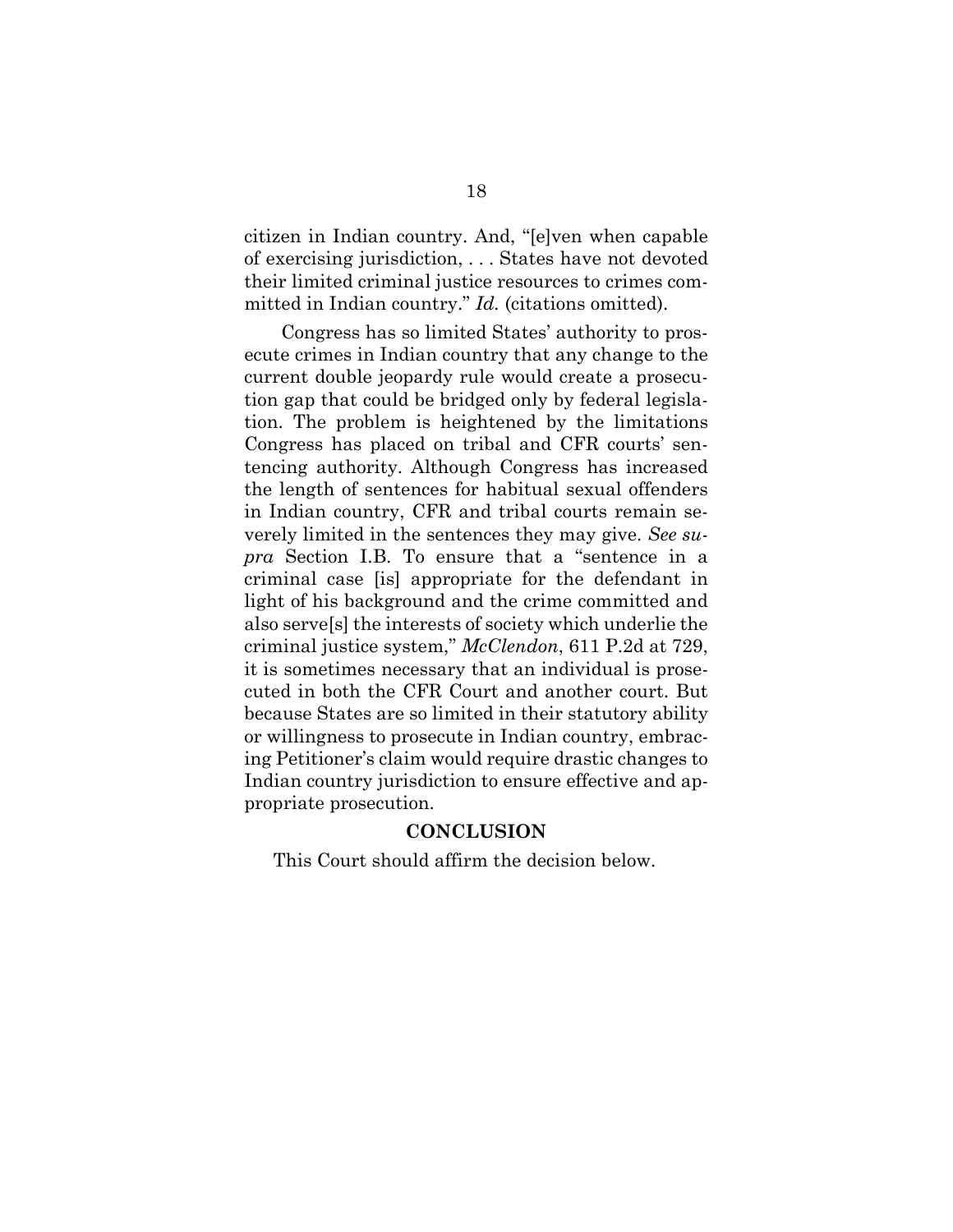citizen in Indian country. And, "[e]ven when capable of exercising jurisdiction, . . . States have not devoted their limited criminal justice resources to crimes committed in Indian country." *Id.* (citations omitted).

Congress has so limited States' authority to prosecute crimes in Indian country that any change to the current double jeopardy rule would create a prosecution gap that could be bridged only by federal legislation. The problem is heightened by the limitations Congress has placed on tribal and CFR courts' sentencing authority. Although Congress has increased the length of sentences for habitual sexual offenders in Indian country, CFR and tribal courts remain severely limited in the sentences they may give. *See supra* Section I.B. To ensure that a "sentence in a criminal case [is] appropriate for the defendant in light of his background and the crime committed and also serve[s] the interests of society which underlie the criminal justice system," *McClendon*, 611 P.2d at 729, it is sometimes necessary that an individual is prosecuted in both the CFR Court and another court. But because States are so limited in their statutory ability or willingness to prosecute in Indian country, embracing Petitioner's claim would require drastic changes to Indian country jurisdiction to ensure effective and appropriate prosecution.

## CONCLUSION

This Court should affirm the decision below.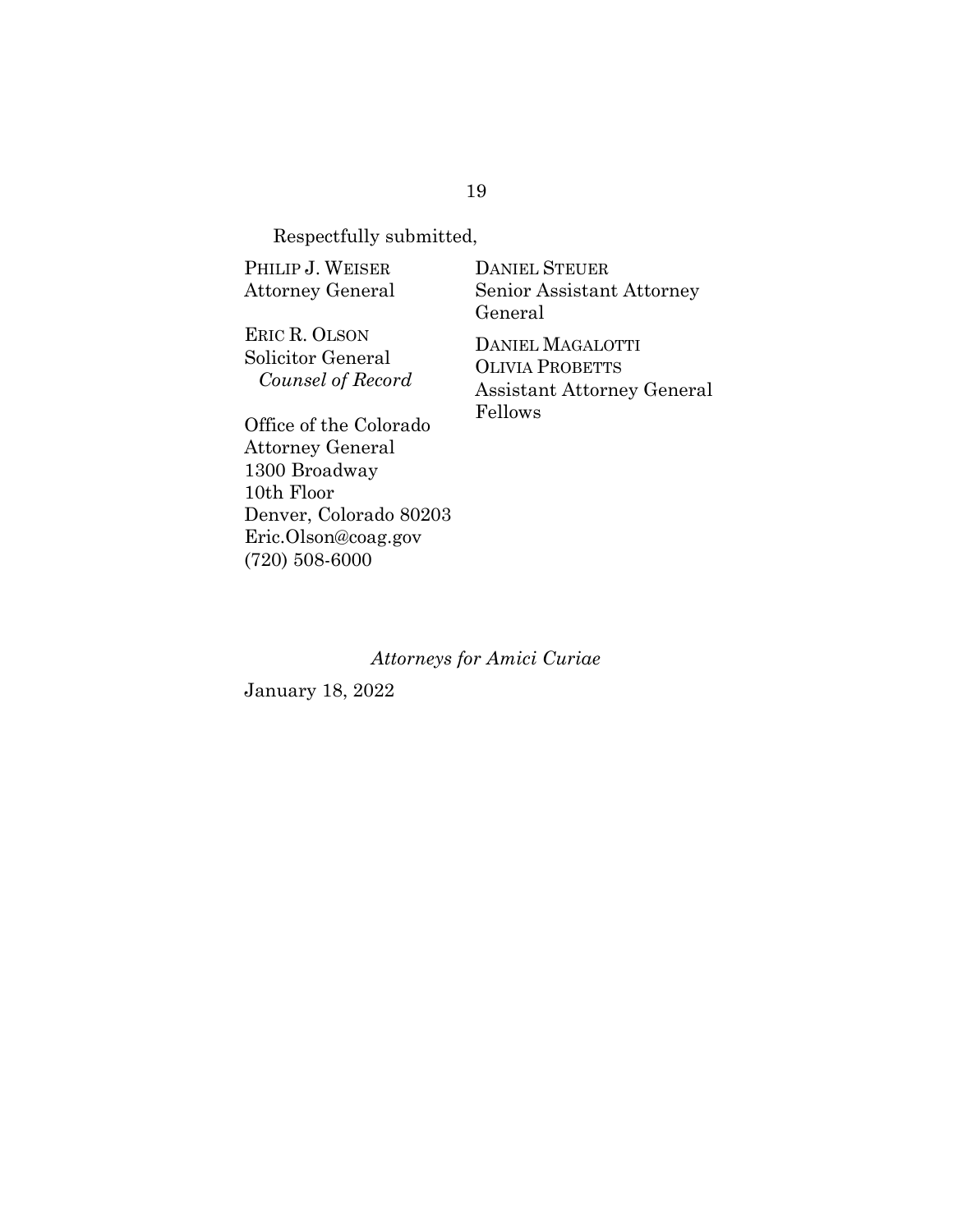Respectfully submitted,

PHILIP J. WEISER
Attorney General

ERIC R. OLSON
Solicitor General
*Counsel of Record*

Office of the Colorado
Attorney General
1300 Broadway
10th Floor
Denver, Colorado 80203
Eric.Olson@coag.gov
(720) 508-6000

DANIEL STEUER
Senior Assistant Attorney
General

DANIEL MAGALOTTI
OLIVIA PROBETTS
Assistant Attorney General
Fellows

*Attorneys for Amici Curiae*

January 18, 2022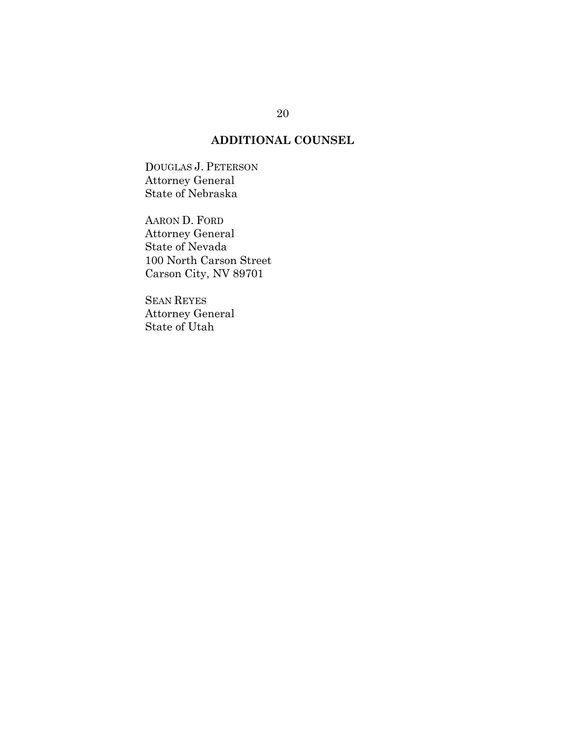## ADDITIONAL COUNSEL

DOUGLAS J. PETERSON
Attorney General
State of Nebraska

AARON D. FORD
Attorney General
State of Nevada
100 North Carson Street
Carson City, NV 89701

SEAN REYES
Attorney General
State of Utah